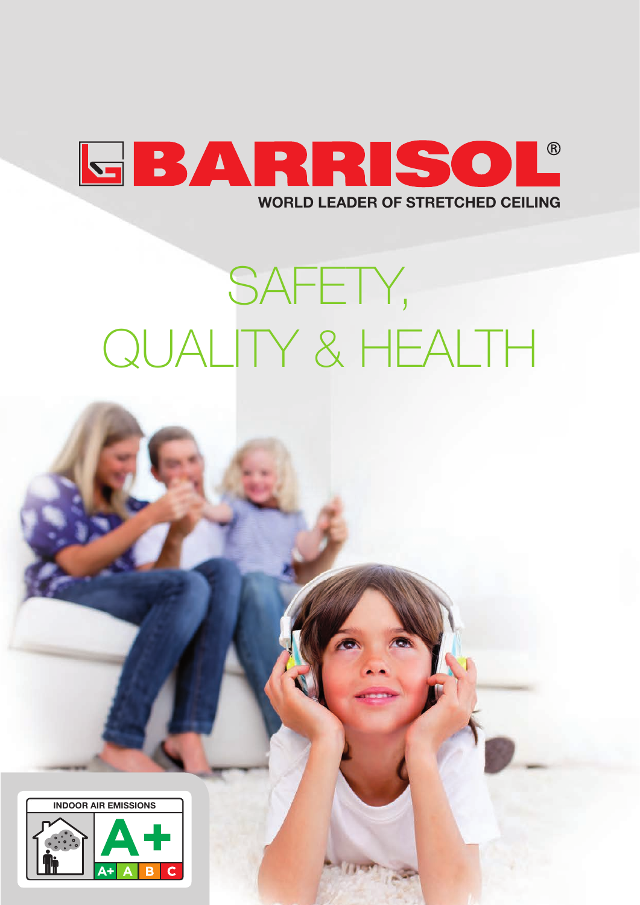BARRISOL®

WORLD LEADER OF STRETCHED CEILING

# SAFETY, QUALITY & HEALTH

INDOOR AIR EMISSIONS

A+

A+ A B C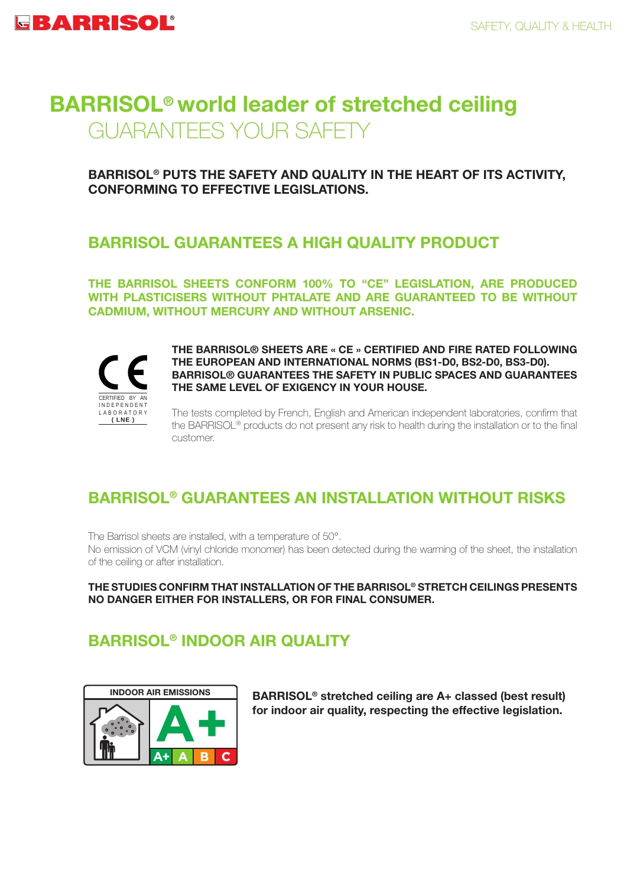# BARRISOL® world leader of stretched ceiling GUARANTEES YOUR SAFETY

**BARRISOL® PUTS THE SAFETY AND QUALITY IN THE HEART OF ITS ACTIVITY, CONFORMING TO EFFECTIVE LEGISLATIONS.**

## BARRISOL GUARANTEES A HIGH QUALITY PRODUCT

**THE BARRISOL SHEETS CONFORM 100% TO "CE" LEGISLATION, ARE PRODUCED WITH PLASTICISERS WITHOUT PHTALATE AND ARE GUARANTEED TO BE WITHOUT CADMIUM, WITHOUT MERCURY AND WITHOUT ARSENIC.**

CE

CERTIFIED BY AN INDEPENDENT LABORATORY ( LNE )

**THE BARRISOL® SHEETS ARE « CE » CERTIFIED AND FIRE RATED FOLLOWING THE EUROPEAN AND INTERNATIONAL NORMS (BS1-D0, BS2-D0, BS3-D0). BARRISOL® GUARANTEES THE SAFETY IN PUBLIC SPACES AND GUARANTEES THE SAME LEVEL OF EXIGENCY IN YOUR HOUSE.**

The tests completed by French, English and American independent laboratories, confirm that the BARRISOL® products do not present any risk to health during the installation or to the final customer.

## BARRISOL® GUARANTEES AN INSTALLATION WITHOUT RISKS

The Barrisol sheets are installed, with a temperature of 50°.
No emission of VCM (vinyl chloride monomer) has been detected during the warming of the sheet, the installation of the ceiling or after installation.

**THE STUDIES CONFIRM THAT INSTALLATION OF THE BARRISOL® STRETCH CEILINGS PRESENTS NO DANGER EITHER FOR INSTALLERS, OR FOR FINAL CONSUMER.**

## BARRISOL® INDOOR AIR QUALITY

INDOOR AIR EMISSIONS

A+

A+ A B C

**BARRISOL® stretched ceiling are A+ classed (best result) for indoor air quality, respecting the effective legislation.**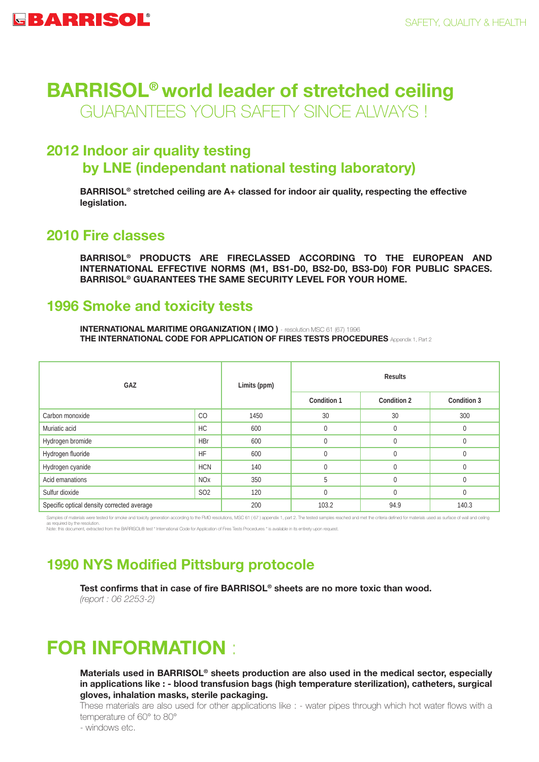# BARRISOL® world leader of stretched ceiling GUARANTEES YOUR SAFETY SINCE ALWAYS !

## 2012 Indoor air quality testing by LNE (independant national testing laboratory)

**BARRISOL® stretched ceiling are A+ classed for indoor air quality, respecting the effective legislation.**

## 2010 Fire classes

**BARRISOL® PRODUCTS ARE FIRECLASSED ACCORDING TO THE EUROPEAN AND INTERNATIONAL EFFECTIVE NORMS (M1, BS1-D0, BS2-D0, BS3-D0) FOR PUBLIC SPACES. BARRISOL® GUARANTEES THE SAME SECURITY LEVEL FOR YOUR HOME.**

## 1996 Smoke and toxicity tests

**INTERNATIONAL MARITIME ORGANIZATION ( IMO )** - resolution MSC 61 (67) 1996
**THE INTERNATIONAL CODE FOR APPLICATION OF FIRES TESTS PROCEDURES** Appendix 1, Part 2

| GAZ | | Limits (ppm) | Results | | |
|---|---|---|---|---|---|
| | | | Condition 1 | Condition 2 | Condition 3 |
| Carbon monoxide | CO | 1450 | 30 | 30 | 300 |
| Muriatic acid | HC | 600 | 0 | 0 | 0 |
| Hydrogen bromide | HBr | 600 | 0 | 0 | 0 |
| Hydrogen fluoride | HF | 600 | 0 | 0 | 0 |
| Hydrogen cyanide | HCN | 140 | 0 | 0 | 0 |
| Acid emanations | NOx | 350 | 5 | 0 | 0 |
| Sulfur dioxide | SO2 | 120 | 0 | 0 | 0 |
| Specific optical density corrected average | | 200 | 103.2 | 94.9 | 140.3 |

Samples of materials were tested for smoke and toxicity generation according to the FMO resolutions, MSC 61 ( 67 ) appendix 1, part 2. The tested samples reached and met the criteria defined for materials used as surface of wall and ceiling as required by the resolution.
Note: this document, extracted from the BARRISOL® test " International Code for Application of Fires Tests Procedures " is available in its entirety upon request.

## 1990 NYS Modified Pittsburg protocole

**Test confirms that in case of fire BARRISOL® sheets are no more toxic than wood.**
*(report : 06 2253-2)*

# FOR INFORMATION :

**Materials used in BARRISOL® sheets production are also used in the medical sector, especially in applications like : - blood transfusion bags (high temperature sterilization), catheters, surgical gloves, inhalation masks, sterile packaging.**

These materials are also used for other applications like : - water pipes through which hot water flows with a temperature of 60° to 80°
- windows etc.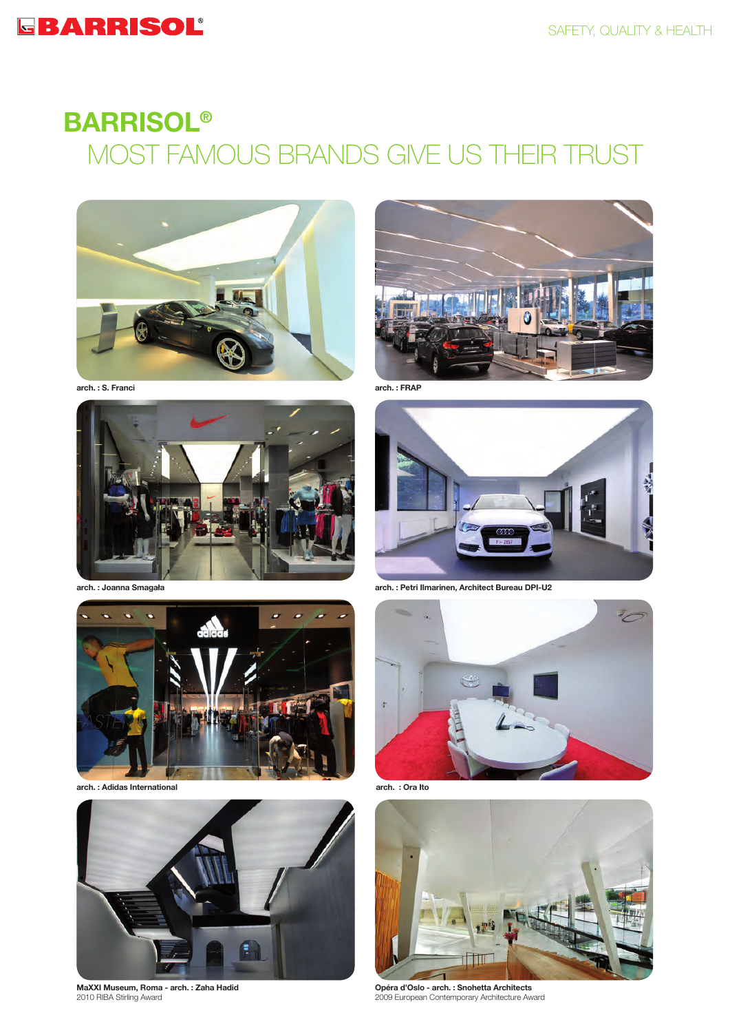# BARRISOL®

## MOST FAMOUS BRANDS GIVE US THEIR TRUST

**arch. : S. Franci**

**arch. : FRAP**

**arch. : Joanna Smagała**

**arch. : Petri Ilmarinen, Architect Bureau DPI-U2**

**arch. : Adidas International**

**arch. : Ora Ito**

**MaXXI Museum, Roma - arch. : Zaha Hadid**
2010 RIBA Stirling Award

**Opéra d'Oslo - arch. : Snohetta Architects**
2009 European Contemporary Architecture Award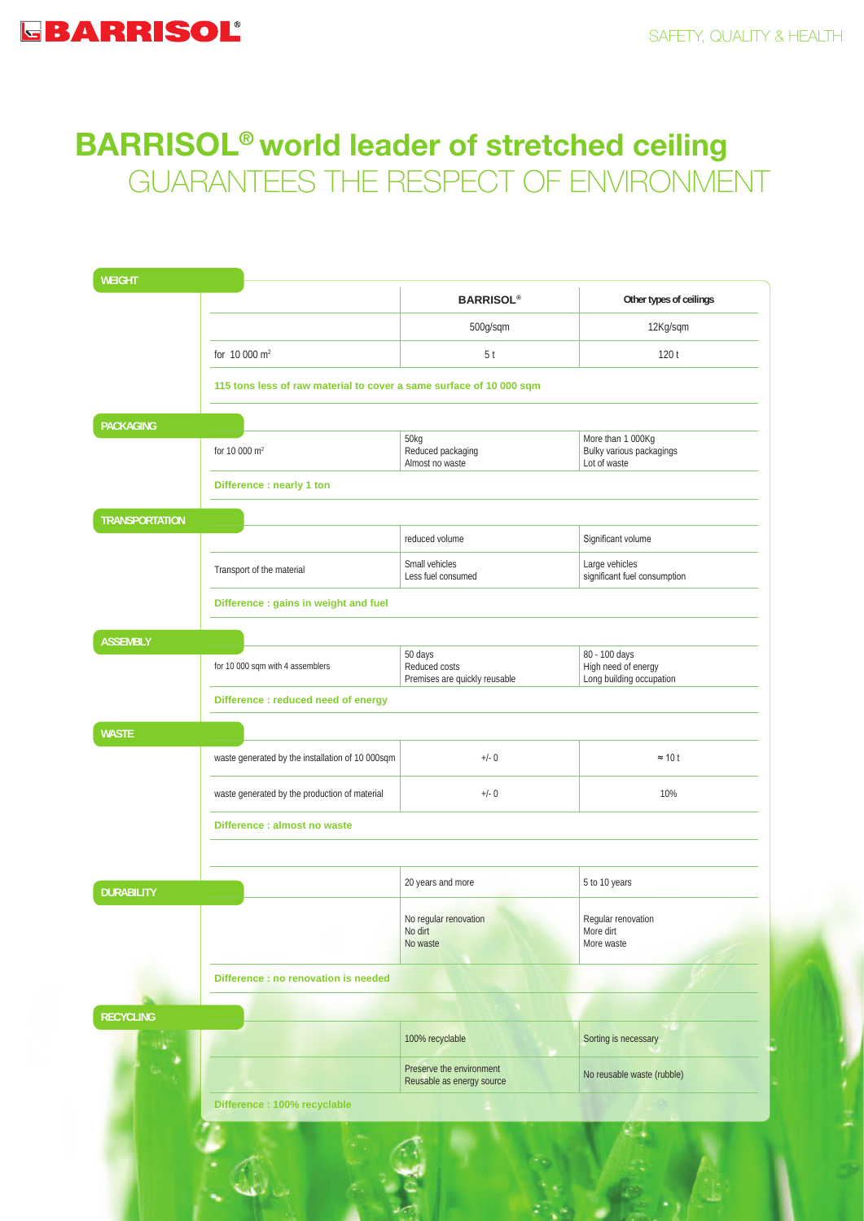# BARRISOL® world leader of stretched ceiling GUARANTEES THE RESPECT OF ENVIRONMENT

## WEIGHT

| | BARRISOL® | Other types of ceilings |
|---|---|---|
| | 500g/sqm | 12Kg/sqm |
| for 10 000 m² | 5 t | 120 t |

**115 tons less of raw material to cover a same surface of 10 000 sqm**

## PACKAGING

| | BARRISOL® | Other types of ceilings |
|---|---|---|
| for 10 000 m² | 50kg<br>Reduced packaging<br>Almost no waste | More than 1 000Kg<br>Bulky various packagings<br>Lot of waste |

**Difference : nearly 1 ton**

## TRANSPORTATION

| | BARRISOL® | Other types of ceilings |
|---|---|---|
| | reduced volume | Significant volume |
| Transport of the material | Small vehicles<br>Less fuel consumed | Large vehicles<br>significant fuel consumption |

**Difference : gains in weight and fuel**

## ASSEMBLY

| | BARRISOL® | Other types of ceilings |
|---|---|---|
| for 10 000 sqm with 4 assemblers | 50 days<br>Reduced costs<br>Premises are quickly reusable | 80 - 100 days<br>High need of energy<br>Long building occupation |

**Difference : reduced need of energy**

## WASTE

| | BARRISOL® | Other types of ceilings |
|---|---|---|
| waste generated by the installation of 10 000sqm | +/- 0 | ≈ 10 t |
| waste generated by the production of material | +/- 0 | 10% |

**Difference : almost no waste**

## DURABILITY

| | BARRISOL® | Other types of ceilings |
|---|---|---|
| | 20 years and more | 5 to 10 years |
| | No regular renovation<br>No dirt<br>No waste | Regular renovation<br>More dirt<br>More waste |

**Difference : no renovation is needed**

## RECYCLING

| | BARRISOL® | Other types of ceilings |
|---|---|---|
| | 100% recyclable | Sorting is necessary |
| | Preserve the environment<br>Reusable as energy source | No reusable waste (rubble) |

**Difference : 100% recyclable**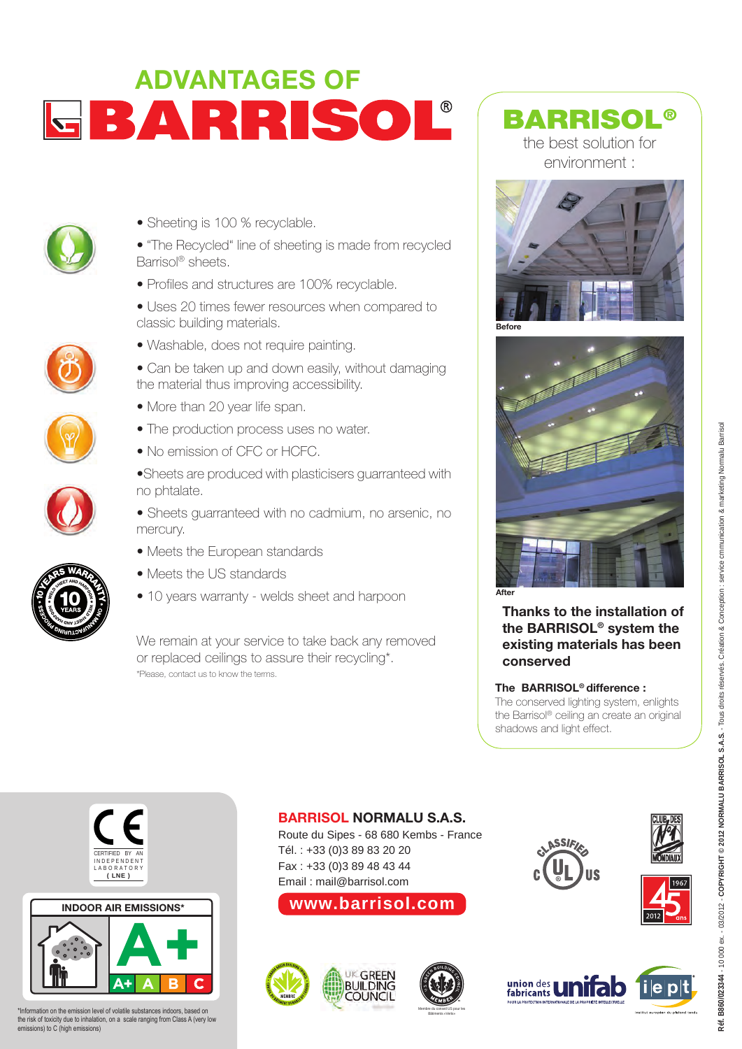# ADVANTAGES OF BARRISOL®

- Sheeting is 100 % recyclable.
- "The Recycled" line of sheeting is made from recycled Barrisol® sheets.
- Profiles and structures are 100% recyclable.
- Uses 20 times fewer resources when compared to classic building materials.
- Washable, does not require painting.
- Can be taken up and down easily, without damaging the material thus improving accessibility.
- More than 20 year life span.
- The production process uses no water.
- No emission of CFC or HCFC.
- Sheets are produced with plasticisers guarranteed with no phtalate.
- Sheets guarranteed with no cadmium, no arsenic, no mercury.
- Meets the European standards
- Meets the US standards
- 10 years warranty - welds sheet and harpoon

10 YEARS WARRANTY ON MANUFACTURING PROCESS - WELD SHEET AND HARPOON

We remain at your service to take back any removed or replaced ceilings to assure their recycling*.

*Please, contact us to know the terms.

## BARRISOL®

the best solution for environment :

Before

After

**Thanks to the installation of the BARRISOL® system the existing materials has been conserved**

**The BARRISOL® difference :**

The conserved lighting system, enlights the Barrisol® ceiling an create an original shadows and light effect.

CE

CERTIFIED BY AN INDEPENDENT LABORATORY (LNE)

**INDOOR AIR EMISSIONS***

A+

A+ A B C

*Information on the emission level of volatile substances indoors, based on the risk of toxicity due to inhalation, on a scale ranging from Class A (very low emissions) to C (high emissions)

## BARRISOL NORMALU S.A.S.

Route du Sipes - 68 680 Kembs - France

Tél. : +33 (0)3 89 83 20 20

Fax : +33 (0)3 89 48 43 44

Email : mail@barrisol.com

**www.barrisol.com**

UK GREEN BUILDING COUNCIL

CLASSIFIED C UL US

CLUB DES N°1 MONDIAUX

1967 45 ans 2012

union des fabricants unifab

iepit

Réf. B8601023344 - 10 000 ex. - 03/2012 - COPYRIGHT © 2012 NORMALU BARRISOL S.A.S. - Tous droits réservés. Création & Conception : service communication & marketing Normalu Barrisol